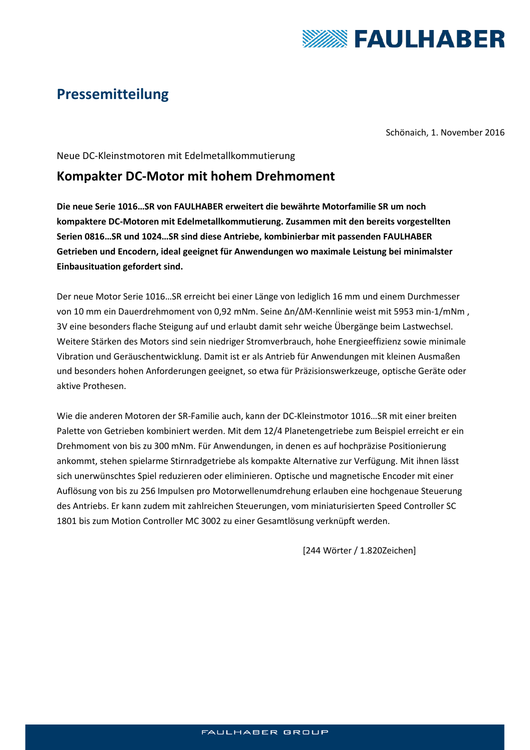# Pressemitteilung

Schönaich, 1. November 2016

Neue DC-Kleinstmotoren mit Edelmetallkommutierung

## Kompakter DC-Motor mit hohem Drehmoment

**Die neue Serie 1016…SR von FAULHABER erweitert die bewährte Motorfamilie SR um noch kompaktere DC-Motoren mit Edelmetallkommutierung. Zusammen mit den bereits vorgestellten Serien 0816…SR und 1024…SR sind diese Antriebe, kombinierbar mit passenden FAULHABER Getrieben und Encodern, ideal geeignet für Anwendungen wo maximale Leistung bei minimalster Einbausituation gefordert sind.**

Der neue Motor Serie 1016…SR erreicht bei einer Länge von lediglich 16 mm und einem Durchmesser von 10 mm ein Dauerdrehmoment von 0,92 mNm. Seine Δn/ΔM-Kennlinie weist mit 5953 min-1/mNm , 3V eine besonders flache Steigung auf und erlaubt damit sehr weiche Übergänge beim Lastwechsel. Weitere Stärken des Motors sind sein niedriger Stromverbrauch, hohe Energieeffizienz sowie minimale Vibration und Geräuschentwicklung. Damit ist er als Antrieb für Anwendungen mit kleinen Ausmaßen und besonders hohen Anforderungen geeignet, so etwa für Präzisionswerkzeuge, optische Geräte oder aktive Prothesen.

Wie die anderen Motoren der SR-Familie auch, kann der DC-Kleinstmotor 1016…SR mit einer breiten Palette von Getrieben kombiniert werden. Mit dem 12/4 Planetengetriebe zum Beispiel erreicht er ein Drehmoment von bis zu 300 mNm. Für Anwendungen, in denen es auf hochpräzise Positionierung ankommt, stehen spielarme Stirnradgetriebe als kompakte Alternative zur Verfügung. Mit ihnen lässt sich unerwünschtes Spiel reduzieren oder eliminieren. Optische und magnetische Encoder mit einer Auflösung von bis zu 256 Impulsen pro Motorwellenumdrehung erlauben eine hochgenaue Steuerung des Antriebs. Er kann zudem mit zahlreichen Steuerungen, vom miniaturisierten Speed Controller SC 1801 bis zum Motion Controller MC 3002 zu einer Gesamtlösung verknüpft werden.

[244 Wörter / 1.820Zeichen]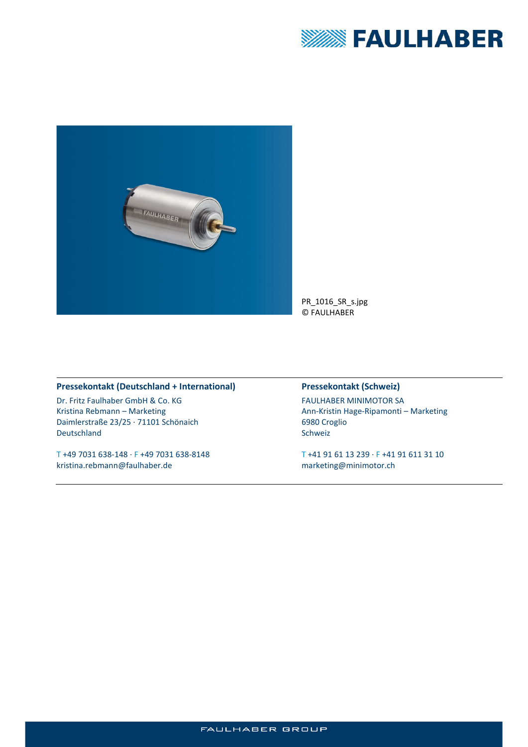PR_1016_SR_s.jpg
© FAULHABER

**Pressekontakt (Deutschland + International)**

Dr. Fritz Faulhaber GmbH & Co. KG
Kristina Rebmann – Marketing
Daimlerstraße 23/25 · 71101 Schönaich
Deutschland

T +49 7031 638-148 · F +49 7031 638-8148
kristina.rebmann@faulhaber.de

**Pressekontakt (Schweiz)**

FAULHABER MINIMOTOR SA
Ann-Kristin Hage-Ripamonti – Marketing
6980 Croglio
Schweiz

T +41 91 61 13 239 · F +41 91 611 31 10
marketing@minimotor.ch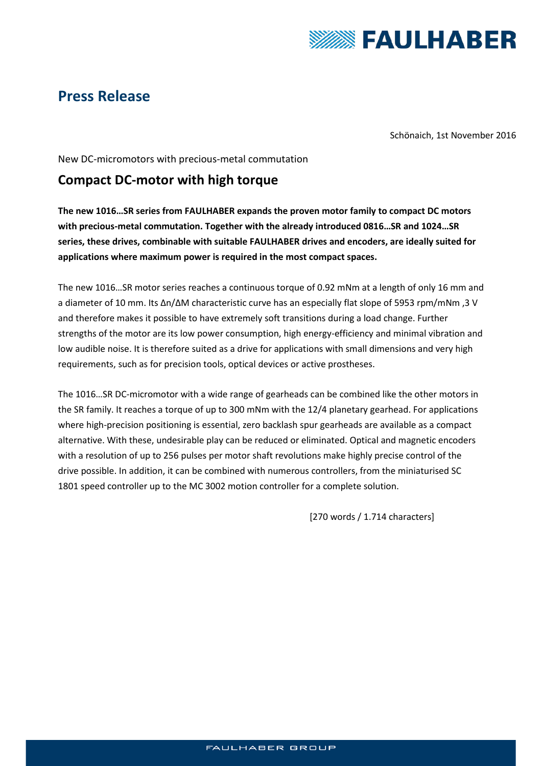# Press Release

Schönaich, 1st November 2016

New DC-micromotors with precious-metal commutation

## Compact DC-motor with high torque

**The new 1016…SR series from FAULHABER expands the proven motor family to compact DC motors with precious-metal commutation. Together with the already introduced 0816…SR and 1024…SR series, these drives, combinable with suitable FAULHABER drives and encoders, are ideally suited for applications where maximum power is required in the most compact spaces.**

The new 1016…SR motor series reaches a continuous torque of 0.92 mNm at a length of only 16 mm and a diameter of 10 mm. Its Δn/ΔM characteristic curve has an especially flat slope of 5953 rpm/mNm ,3 V and therefore makes it possible to have extremely soft transitions during a load change. Further strengths of the motor are its low power consumption, high energy-efficiency and minimal vibration and low audible noise. It is therefore suited as a drive for applications with small dimensions and very high requirements, such as for precision tools, optical devices or active prostheses.

The 1016…SR DC-micromotor with a wide range of gearheads can be combined like the other motors in the SR family. It reaches a torque of up to 300 mNm with the 12/4 planetary gearhead. For applications where high-precision positioning is essential, zero backlash spur gearheads are available as a compact alternative. With these, undesirable play can be reduced or eliminated. Optical and magnetic encoders with a resolution of up to 256 pulses per motor shaft revolutions make highly precise control of the drive possible. In addition, it can be combined with numerous controllers, from the miniaturised SC 1801 speed controller up to the MC 3002 motion controller for a complete solution.

[270 words / 1.714 characters]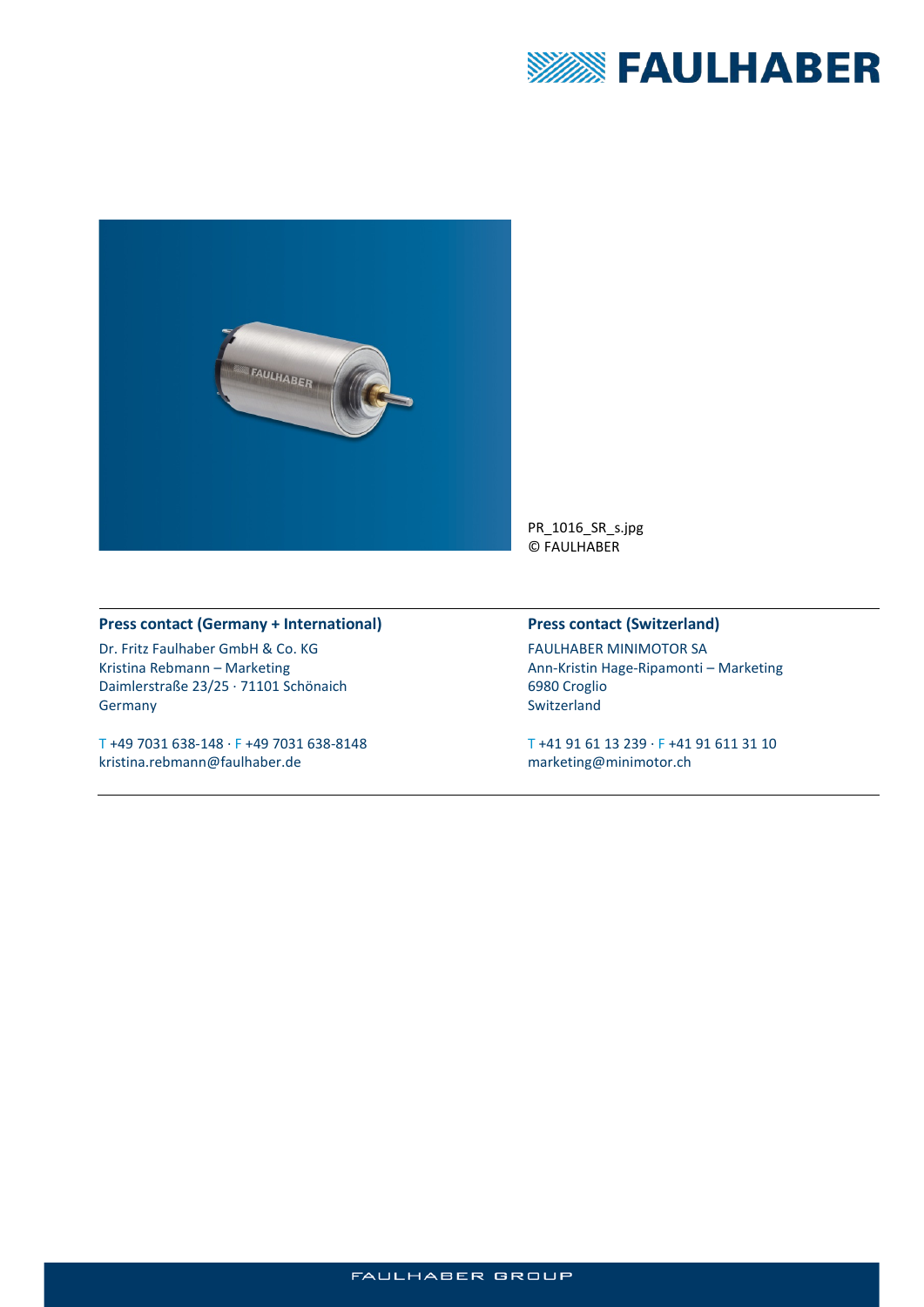PR_1016_SR_s.jpg
© FAULHABER

**Press contact (Germany + International)**

Dr. Fritz Faulhaber GmbH & Co. KG
Kristina Rebmann – Marketing
Daimlerstraße 23/25 · 71101 Schönaich
Germany

T +49 7031 638-148 · F +49 7031 638-8148
kristina.rebmann@faulhaber.de

**Press contact (Switzerland)**

FAULHABER MINIMOTOR SA
Ann-Kristin Hage-Ripamonti – Marketing
6980 Croglio
Switzerland

T +41 91 61 13 239 · F +41 91 611 31 10
marketing@minimotor.ch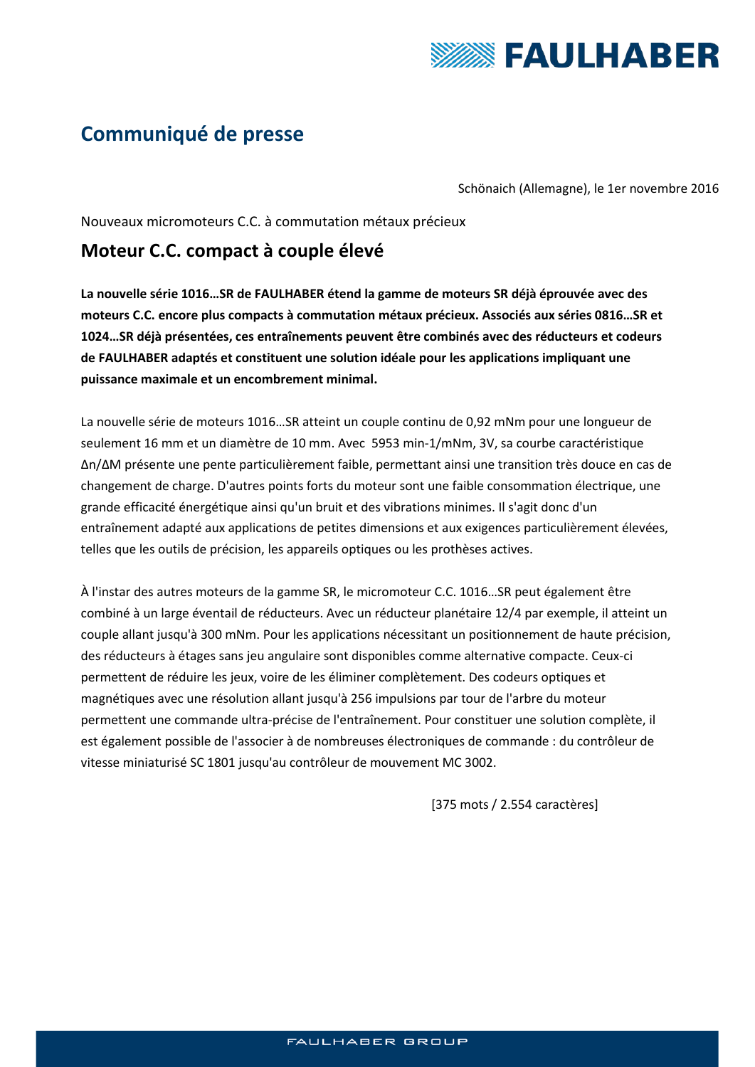# Communiqué de presse

Schönaich (Allemagne), le 1er novembre 2016

Nouveaux micromoteurs C.C. à commutation métaux précieux

## Moteur C.C. compact à couple élevé

**La nouvelle série 1016…SR de FAULHABER étend la gamme de moteurs SR déjà éprouvée avec des moteurs C.C. encore plus compacts à commutation métaux précieux. Associés aux séries 0816…SR et 1024…SR déjà présentées, ces entraînements peuvent être combinés avec des réducteurs et codeurs de FAULHABER adaptés et constituent une solution idéale pour les applications impliquant une puissance maximale et un encombrement minimal.**

La nouvelle série de moteurs 1016…SR atteint un couple continu de 0,92 mNm pour une longueur de seulement 16 mm et un diamètre de 10 mm. Avec 5953 min-1/mNm, 3V, sa courbe caractéristique Δn/ΔM présente une pente particulièrement faible, permettant ainsi une transition très douce en cas de changement de charge. D'autres points forts du moteur sont une faible consommation électrique, une grande efficacité énergétique ainsi qu'un bruit et des vibrations minimes. Il s'agit donc d'un entraînement adapté aux applications de petites dimensions et aux exigences particulièrement élevées, telles que les outils de précision, les appareils optiques ou les prothèses actives.

À l'instar des autres moteurs de la gamme SR, le micromoteur C.C. 1016…SR peut également être combiné à un large éventail de réducteurs. Avec un réducteur planétaire 12/4 par exemple, il atteint un couple allant jusqu'à 300 mNm. Pour les applications nécessitant un positionnement de haute précision, des réducteurs à étages sans jeu angulaire sont disponibles comme alternative compacte. Ceux-ci permettent de réduire les jeux, voire de les éliminer complètement. Des codeurs optiques et magnétiques avec une résolution allant jusqu'à 256 impulsions par tour de l'arbre du moteur permettent une commande ultra-précise de l'entraînement. Pour constituer une solution complète, il est également possible de l'associer à de nombreuses électroniques de commande : du contrôleur de vitesse miniaturisé SC 1801 jusqu'au contrôleur de mouvement MC 3002.

[375 mots / 2.554 caractères]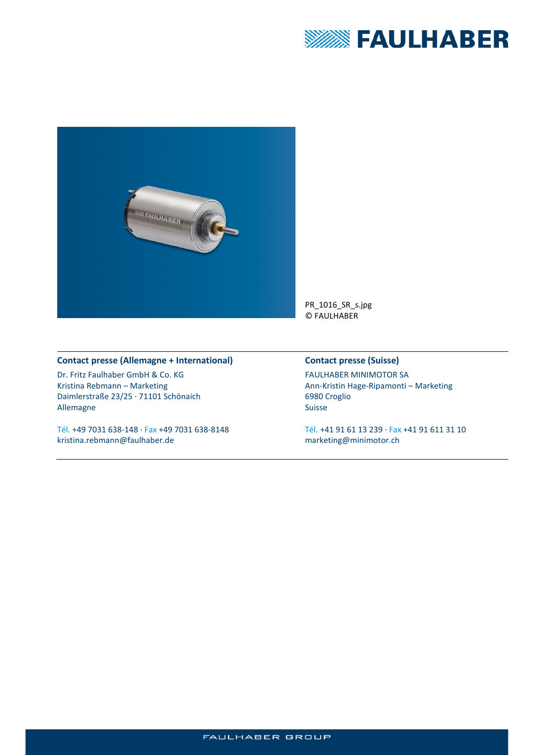PR_1016_SR_s.jpg
© FAULHABER

**Contact presse (Allemagne + International)**

Dr. Fritz Faulhaber GmbH & Co. KG
Kristina Rebmann – Marketing
Daimlerstraße 23/25 · 71101 Schönaich
Allemagne

Tél. +49 7031 638-148 · Fax +49 7031 638-8148
kristina.rebmann@faulhaber.de

**Contact presse (Suisse)**

FAULHABER MINIMOTOR SA
Ann-Kristin Hage-Ripamonti – Marketing
6980 Croglio
Suisse

Tél. +41 91 61 13 239 · Fax +41 91 611 31 10
marketing@minimotor.ch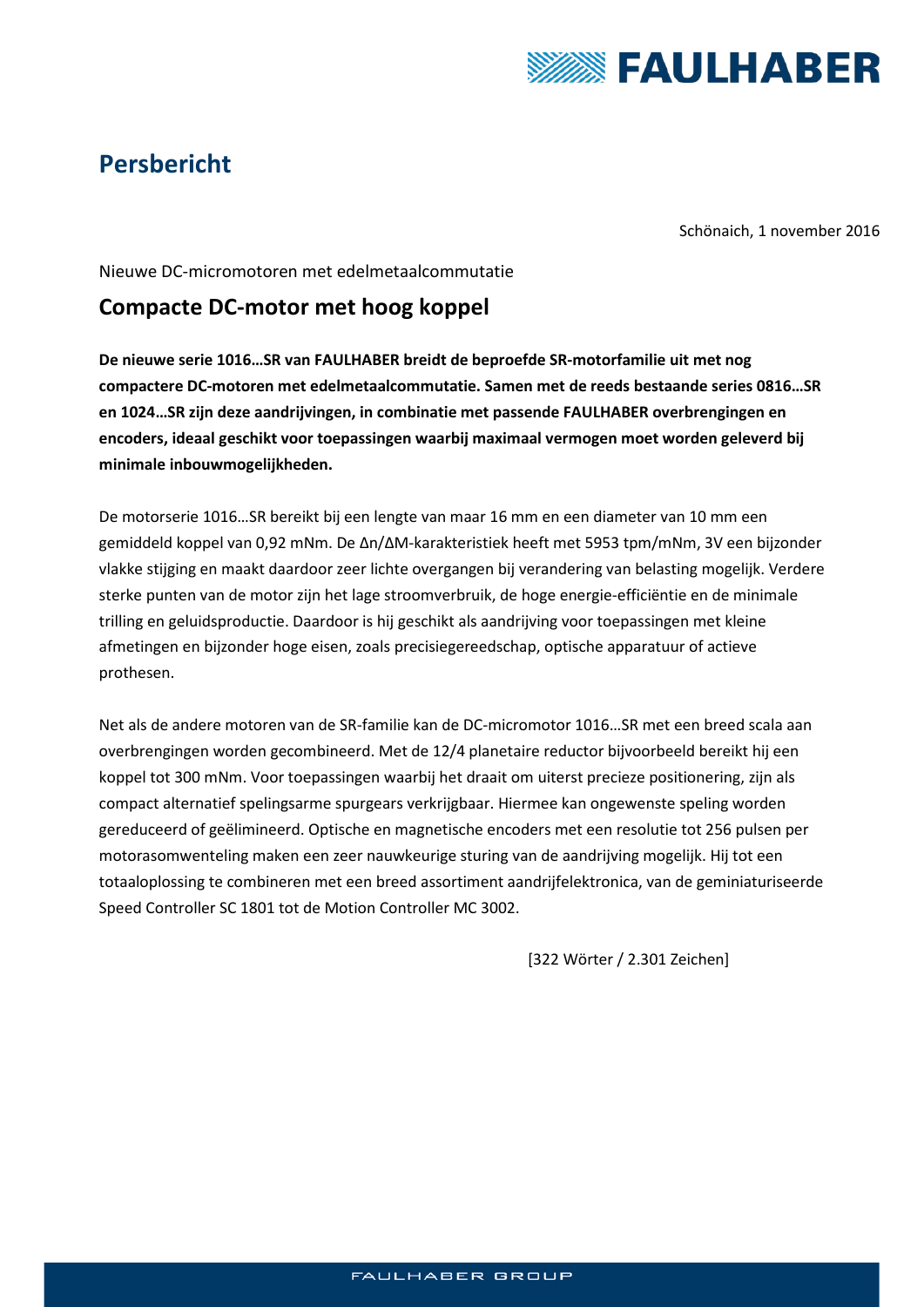# Persbericht

Schönaich, 1 november 2016

Nieuwe DC-micromotoren met edelmetaalcommutatie

## Compacte DC-motor met hoog koppel

**De nieuwe serie 1016…SR van FAULHABER breidt de beproefde SR-motorfamilie uit met nog compactere DC-motoren met edelmetaalcommutatie. Samen met de reeds bestaande series 0816…SR en 1024…SR zijn deze aandrijvingen, in combinatie met passende FAULHABER overbrengingen en encoders, ideaal geschikt voor toepassingen waarbij maximaal vermogen moet worden geleverd bij minimale inbouwmogelijkheden.**

De motorserie 1016…SR bereikt bij een lengte van maar 16 mm en een diameter van 10 mm een gemiddeld koppel van 0,92 mNm. De Δn/ΔM-karakteristiek heeft met 5953 tpm/mNm, 3V een bijzonder vlakke stijging en maakt daardoor zeer lichte overgangen bij verandering van belasting mogelijk. Verdere sterke punten van de motor zijn het lage stroomverbruik, de hoge energie-efficiëntie en de minimale trilling en geluidsproductie. Daardoor is hij geschikt als aandrijving voor toepassingen met kleine afmetingen en bijzonder hoge eisen, zoals precisiegereedschap, optische apparatuur of actieve prothesen.

Net als de andere motoren van de SR-familie kan de DC-micromotor 1016…SR met een breed scala aan overbrengingen worden gecombineerd. Met de 12/4 planetaire reductor bijvoorbeeld bereikt hij een koppel tot 300 mNm. Voor toepassingen waarbij het draait om uiterst precieze positionering, zijn als compact alternatief spelingsarme spurgears verkrijgbaar. Hiermee kan ongewenste speling worden gereduceerd of geëlimineerd. Optische en magnetische encoders met een resolutie tot 256 pulsen per motorasomwenteling maken een zeer nauwkeurige sturing van de aandrijving mogelijk. Hij tot een totaaloplossing te combineren met een breed assortiment aandrijfelektronica, van de geminiaturiseerde Speed Controller SC 1801 tot de Motion Controller MC 3002.

[322 Wörter / 2.301 Zeichen]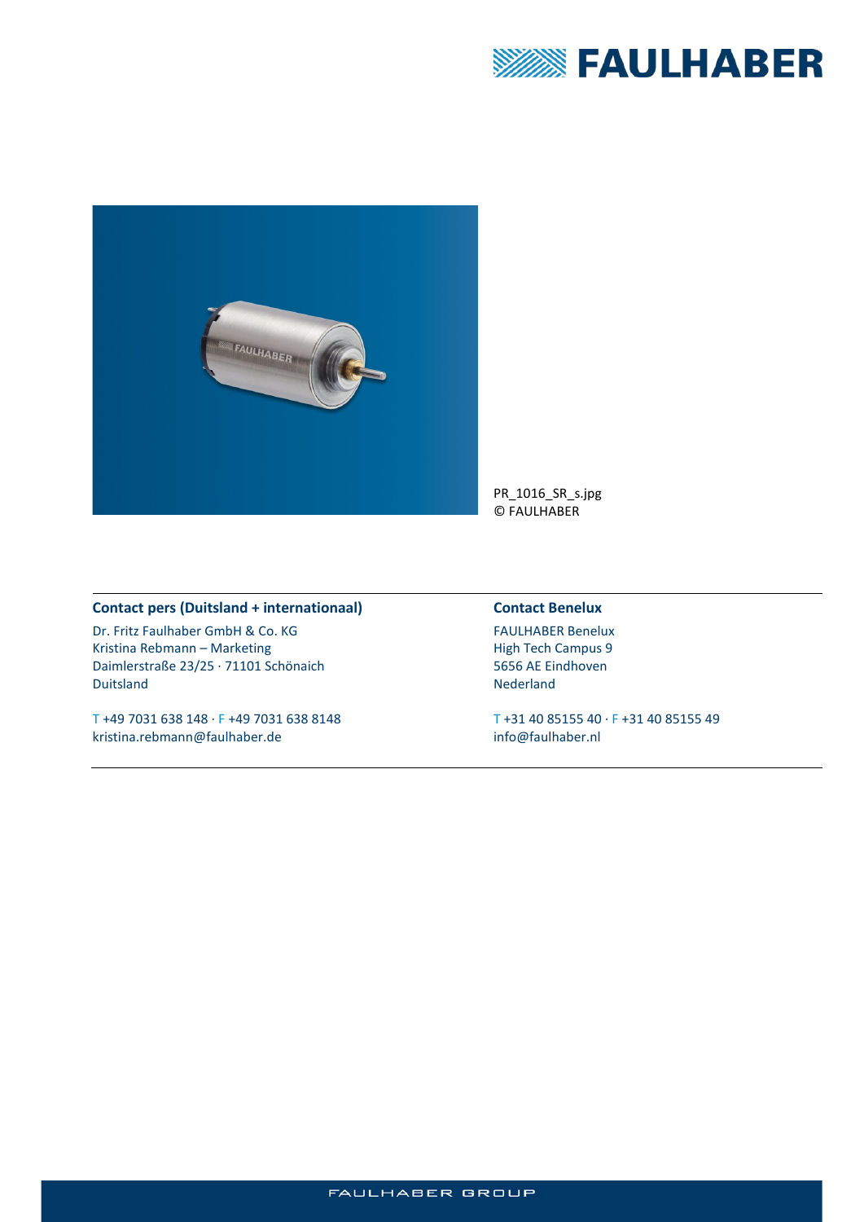PR_1016_SR_s.jpg
© FAULHABER

**Contact pers (Duitsland + internationaal)**

Dr. Fritz Faulhaber GmbH & Co. KG
Kristina Rebmann – Marketing
Daimlerstraße 23/25 · 71101 Schönaich
Duitsland

T +49 7031 638 148 · F +49 7031 638 8148
kristina.rebmann@faulhaber.de

**Contact Benelux**

FAULHABER Benelux
High Tech Campus 9
5656 AE Eindhoven
Nederland

T +31 40 85155 40 · F +31 40 85155 49
info@faulhaber.nl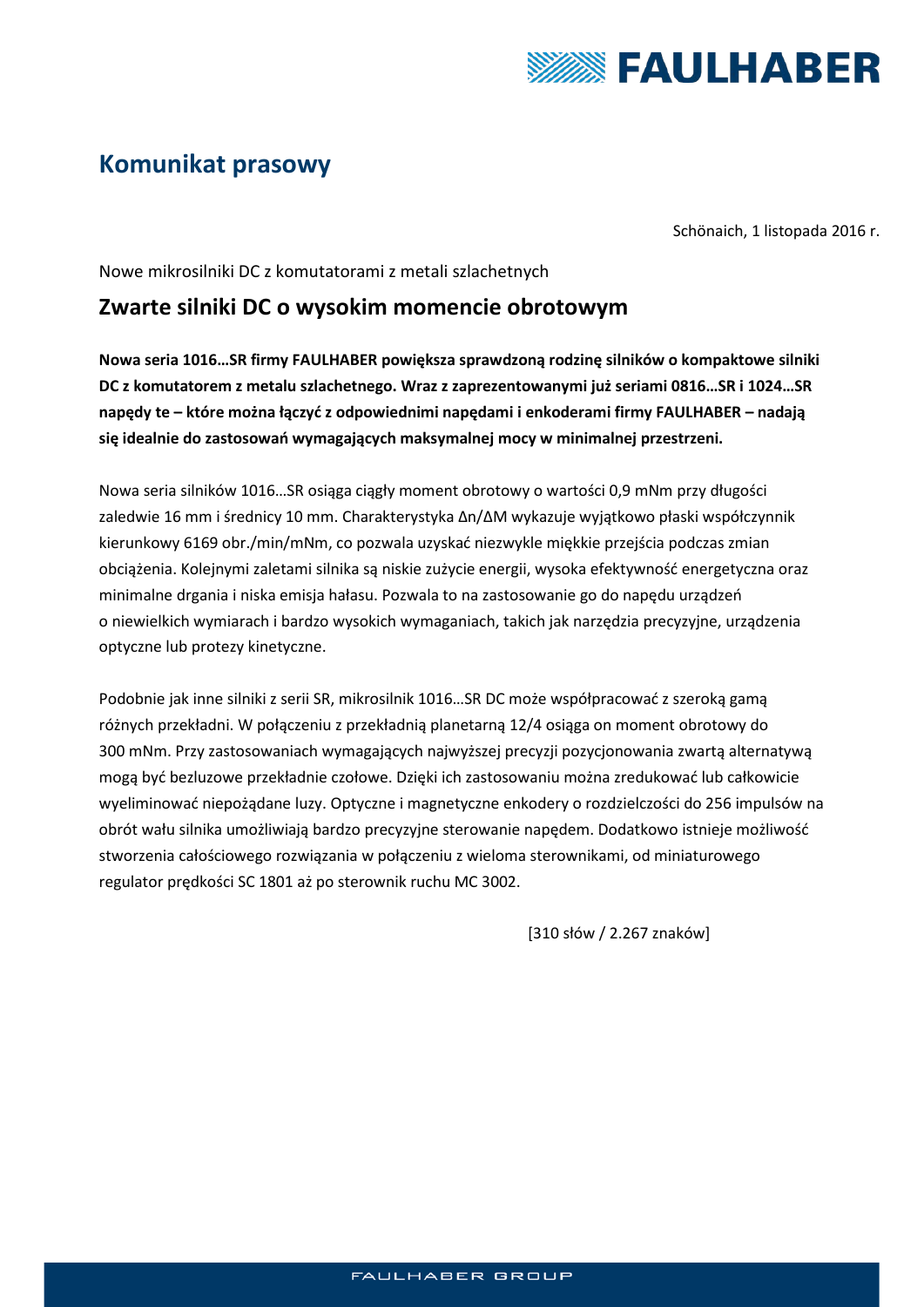# Komunikat prasowy

Schönaich, 1 listopada 2016 r.

Nowe mikrosilniki DC z komutatorami z metali szlachetnych

## Zwarte silniki DC o wysokim momencie obrotowym

**Nowa seria 1016…SR firmy FAULHABER powiększa sprawdzoną rodzinę silników o kompaktowe silniki DC z komutatorem z metalu szlachetnego. Wraz z zaprezentowanymi już seriami 0816…SR i 1024…SR napędy te – które można łączyć z odpowiednimi napędami i enkoderami firmy FAULHABER – nadają się idealnie do zastosowań wymagających maksymalnej mocy w minimalnej przestrzeni.**

Nowa seria silników 1016…SR osiąga ciągły moment obrotowy o wartości 0,9 mNm przy długości zaledwie 16 mm i średnicy 10 mm. Charakterystyka Δn/ΔM wykazuje wyjątkowo płaski współczynnik kierunkowy 6169 obr./min/mNm, co pozwala uzyskać niezwykle miękkie przejścia podczas zmian obciążenia. Kolejnymi zaletami silnika są niskie zużycie energii, wysoka efektywność energetyczna oraz minimalne drgania i niska emisja hałasu. Pozwala to na zastosowanie go do napędu urządzeń o niewielkich wymiarach i bardzo wysokich wymaganiach, takich jak narzędzia precyzyjne, urządzenia optyczne lub protezy kinetyczne.

Podobnie jak inne silniki z serii SR, mikrosilnik 1016…SR DC może współpracować z szeroką gamą różnych przekładni. W połączeniu z przekładnią planetarną 12/4 osiąga on moment obrotowy do 300 mNm. Przy zastosowaniach wymagających najwyższej precyzji pozycjonowania zwartą alternatywą mogą być bezluzowe przekładnie czołowe. Dzięki ich zastosowaniu można zredukować lub całkowicie wyeliminować niepożądane luzy. Optyczne i magnetyczne enkodery o rozdzielczości do 256 impulsów na obrót wału silnika umożliwiają bardzo precyzyjne sterowanie napędem. Dodatkowo istnieje możliwość stworzenia całościowego rozwiązania w połączeniu z wieloma sterownikami, od miniaturowego regulator prędkości SC 1801 aż po sterownik ruchu MC 3002.

[310 słów / 2.267 znaków]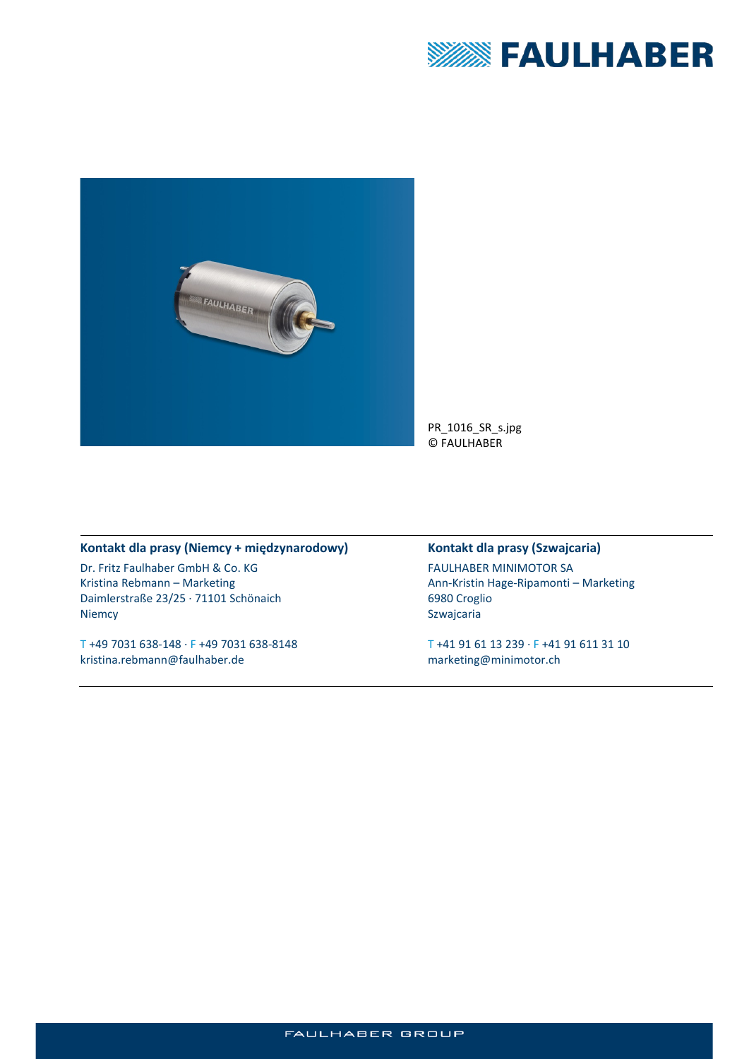PR_1016_SR_s.jpg
© FAULHABER

### Kontakt dla prasy (Niemcy + międzynarodowy)

Dr. Fritz Faulhaber GmbH & Co. KG
Kristina Rebmann – Marketing
Daimlerstraße 23/25 · 71101 Schönaich
Niemcy

T +49 7031 638-148 · F +49 7031 638-8148
kristina.rebmann@faulhaber.de

### Kontakt dla prasy (Szwajcaria)

FAULHABER MINIMOTOR SA
Ann-Kristin Hage-Ripamonti – Marketing
6980 Croglio
Szwajcaria

T +41 91 61 13 239 · F +41 91 611 31 10
marketing@minimotor.ch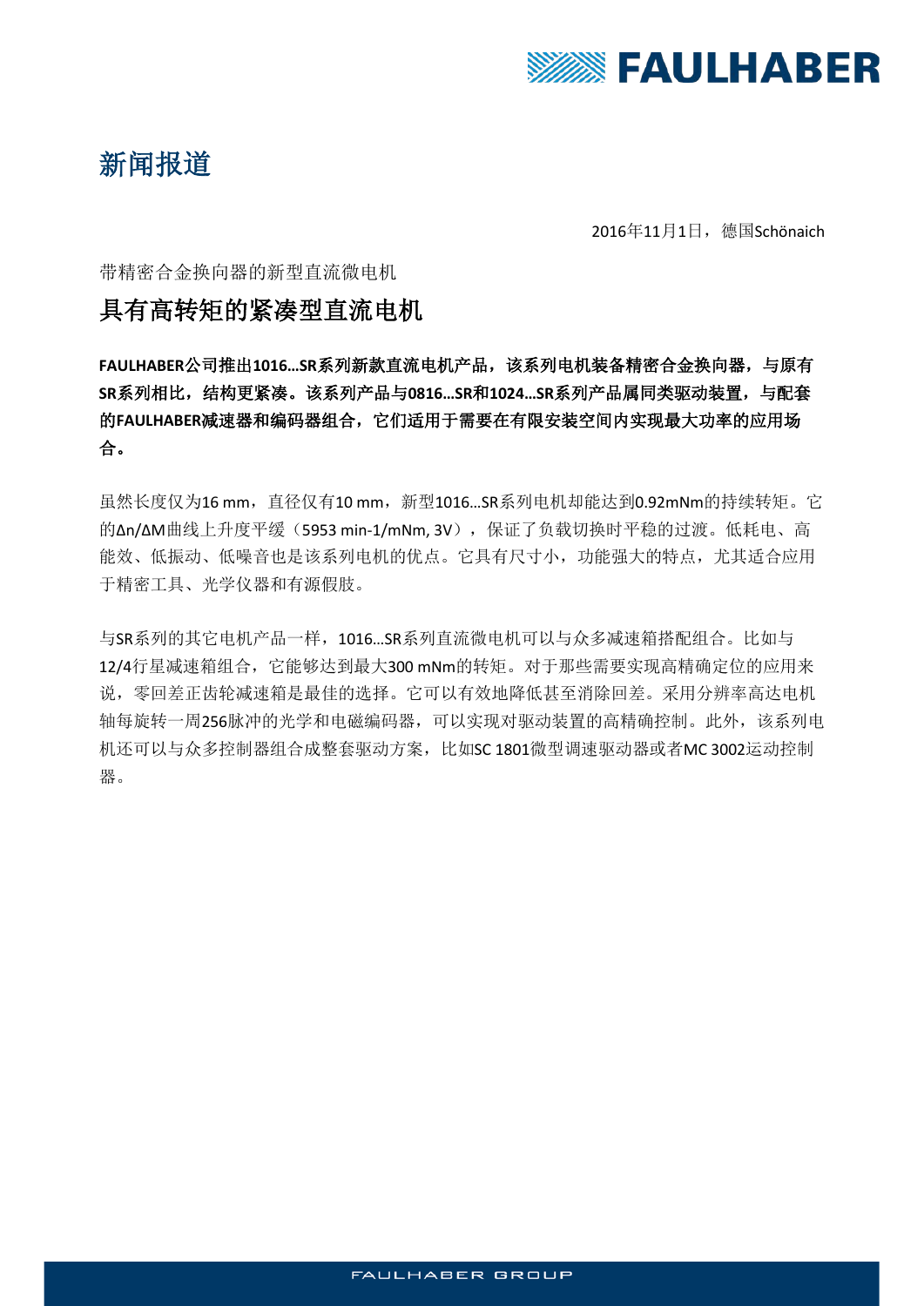# 新闻报道

2016年11月1日，德国Schönaich

带精密合金换向器的新型直流微电机

## 具有高转矩的紧凑型直流电机

**FAULHABER公司推出1016…SR系列新款直流电机产品，该系列电机装备精密合金换向器，与原有SR系列相比，结构更紧凑。该系列产品与0816…SR和1024…SR系列产品属同类驱动装置，与配套的FAULHABER减速器和编码器组合，它们适用于需要在有限安装空间内实现最大功率的应用场合。**

虽然长度仅为16 mm，直径仅有10 mm，新型1016…SR系列电机却能达到0.92mNm的持续转矩。它的Δn/ΔM曲线上升度平缓（5953 min-1/mNm, 3V），保证了负载切换时平稳的过渡。低耗电、高能效、低振动、低噪音也是该系列电机的优点。它具有尺寸小，功能强大的特点，尤其适合应用于精密工具、光学仪器和有源假肢。

与SR系列的其它电机产品一样，1016…SR系列直流微电机可以与众多减速箱搭配组合。比如与12/4行星减速箱组合，它能够达到最大300 mNm的转矩。对于那些需要实现高精确定位的应用来说，零回差正齿轮减速箱是最佳的选择。它可以有效地降低甚至消除回差。采用分辨率高达电机轴每旋转一周256脉冲的光学和电磁编码器，可以实现对驱动装置的高精确控制。此外，该系列电机还可以与众多控制器组合成整套驱动方案，比如SC 1801微型调速驱动器或者MC 3002运动控制器。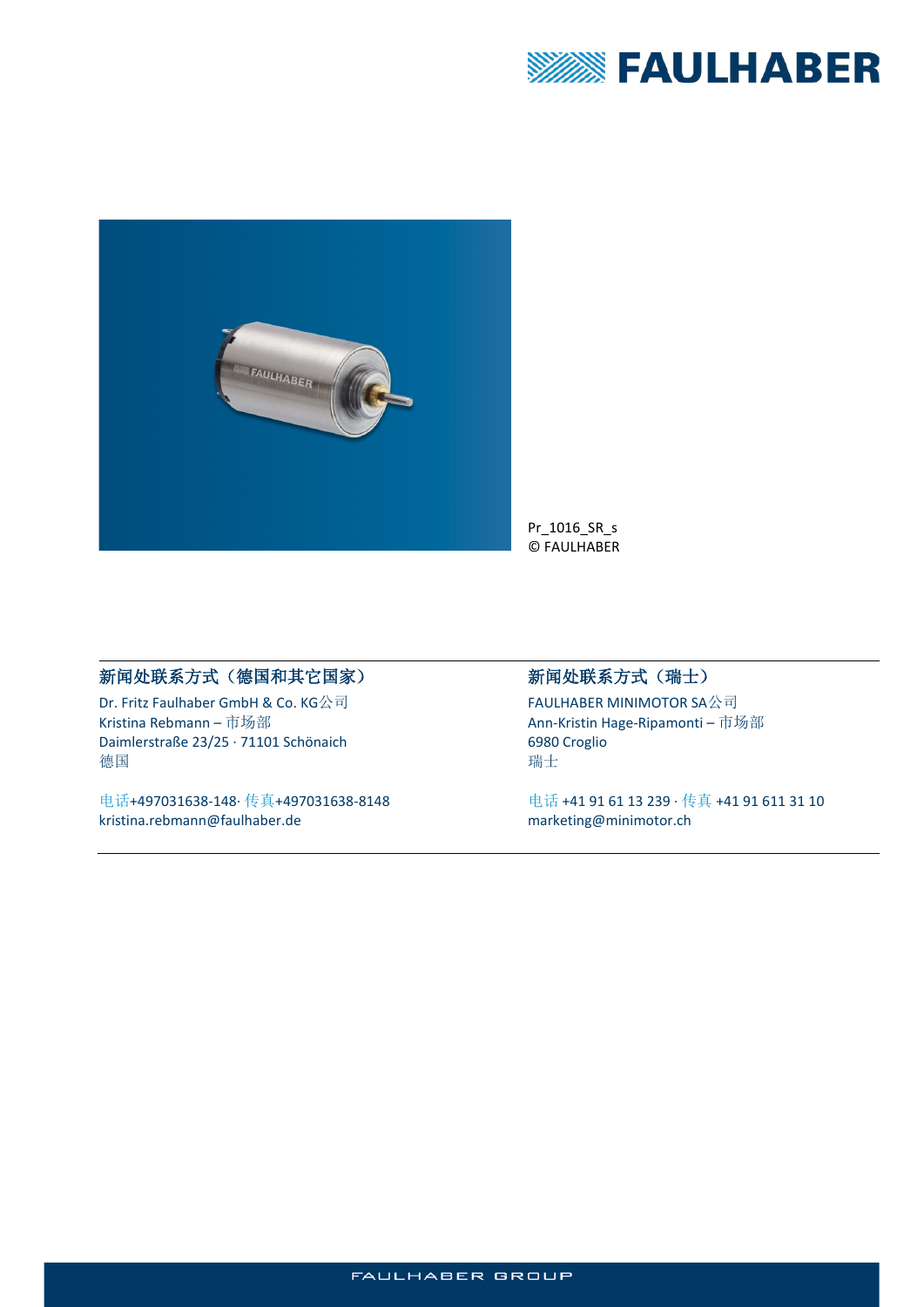Pr_1016_SR_s
© FAULHABER

## 新闻处联系方式（德国和其它国家）

Dr. Fritz Faulhaber GmbH & Co. KG公司
Kristina Rebmann – 市场部
Daimlerstraße 23/25 · 71101 Schönaich
德国

电话+497031638-148· 传真+497031638-8148
kristina.rebmann@faulhaber.de

## 新闻处联系方式（瑞士）

FAULHABER MINIMOTOR SA公司
Ann-Kristin Hage-Ripamonti – 市场部
6980 Croglio
瑞士

电话 +41 91 61 13 239 · 传真 +41 91 611 31 10
marketing@minimotor.ch